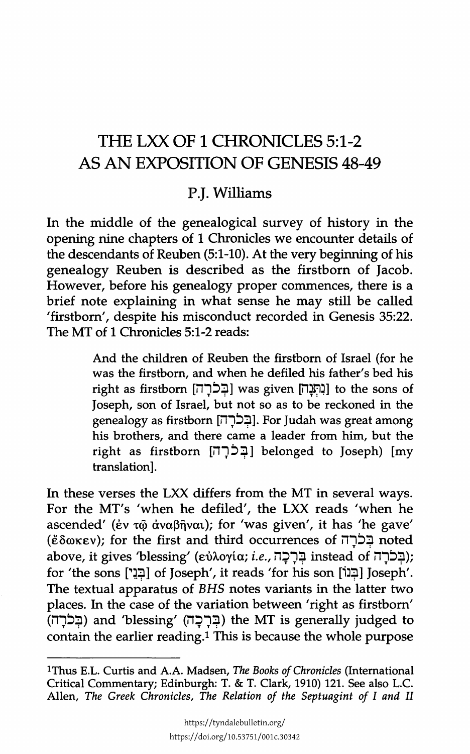# THE LXX OF 1 CHRONICLES 5:1-2 AS AN EXPOSITION OF GENESIS 48-49

## P.J. Williams

In the middle of the genealogical survey of history in the opening nine chapters of 1 Chronicles we encounter details of the descendants of Reuben (5:1-10). At the very beginning of his genealogy Reuben is described as the firstborn of Jacob. However, before his genealogy proper commences, there is a brief note explaining in what sense he may still be called 'firstborn', despite his misconduct recorded in Genesis 35:22. The MT of 1 Chronicles 5:1-2 reads:

> And the children of Reuben the firstborn of Israel (for he was the firstborn, and when he defiled his father's bed his right as firstborn [בְּכֹרָתוֹ] was given [נִתְּנָה] to the sons of Joseph, son of Israel, but not so as to be reckoned in the genealogy as firstborn [לַבְּכֹרָה]. For Judah was great among his brothers, and there came a leader from him, but the right as firstborn [הַבְּכֹרָה] belonged to Joseph) [my translation].

In these verses the LXX differs from the MT in several ways. For the MT's 'when he defiled', the LXX reads 'when he ascended' (ἐν τῷ ἀναβῆναι); for 'was given', it has 'he gave' (ἔδωκεν); for the first and third occurrences of בְּכֹרָה noted above, it gives 'blessing' (εὐλογία; *i.e.*, בְּרָכָה instead of בְּכֹרָה); for 'the sons [בְּנֵי] of Joseph', it reads 'for his son [בְּנוֹ] Joseph'. The textual apparatus of *BHS* notes variants in the latter two places. In the case of the variation between 'right as firstborn' (בְּכֹרָה) and 'blessing' (בְּרָכָה) the MT is generally judged to contain the earlier reading.[1] This is because the whole purpose

---

[1]Thus E.L. Curtis and A.A. Madsen, *The Books of Chronicles* (International Critical Commentary; Edinburgh: T. & T. Clark, 1910) 121. See also L.C. Allen, *The Greek Chronicles, The Relation of the Septuagint of I and II*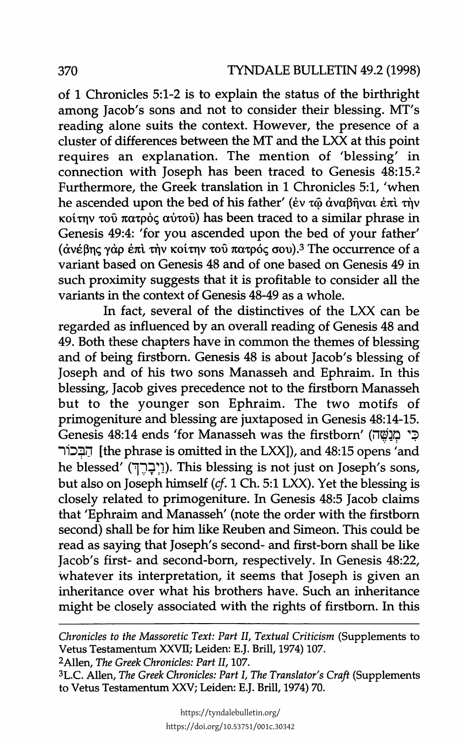of 1 Chronicles 5:1-2 is to explain the status of the birthright among Jacob's sons and not to consider their blessing. MT's reading alone suits the context. However, the presence of a cluster of differences between the MT and the LXX at this point requires an explanation. The mention of 'blessing' in connection with Joseph has been traced to Genesis 48:15.[2] Furthermore, the Greek translation in 1 Chronicles 5:1, 'when he ascended upon the bed of his father' (ἐν τῷ ἀναβῆναι ἐπὶ τὴν κοίτην τοῦ πατρὸς αὐτοῦ) has been traced to a similar phrase in Genesis 49:4: 'for you ascended upon the bed of your father' (ἀνέβης γὰρ ἐπὶ τὴν κοίτην τοῦ πατρός σου).[3] The occurrence of a variant based on Genesis 48 and of one based on Genesis 49 in such proximity suggests that it is profitable to consider all the variants in the context of Genesis 48-49 as a whole.

In fact, several of the distinctives of the LXX can be regarded as influenced by an overall reading of Genesis 48 and 49. Both these chapters have in common the themes of blessing and of being firstborn. Genesis 48 is about Jacob's blessing of Joseph and of his two sons Manasseh and Ephraim. In this blessing, Jacob gives precedence not to the firstborn Manasseh but to the younger son Ephraim. The two motifs of primogeniture and blessing are juxtaposed in Genesis 48:14-15. Genesis 48:14 ends 'for Manasseh was the firstborn' (כִּי מְנַשֶּׁה הַבְּכוֹר [the phrase is omitted in the LXX]), and 48:15 opens 'and he blessed' (וַיְבָרֶךְ). This blessing is not just on Joseph's sons, but also on Joseph himself (*cf.* 1 Ch. 5:1 LXX). Yet the blessing is closely related to primogeniture. In Genesis 48:5 Jacob claims that 'Ephraim and Manasseh' (note the order with the firstborn second) shall be for him like Reuben and Simeon. This could be read as saying that Joseph's second- and first-born shall be like Jacob's first- and second-born, respectively. In Genesis 48:22, whatever its interpretation, it seems that Joseph is given an inheritance over what his brothers have. Such an inheritance might be closely associated with the rights of firstborn. In this

---

*Chronicles to the Massoretic Text: Part II, Textual Criticism* (Supplements to Vetus Testamentum XXVII; Leiden: E.J. Brill, 1974) 107.

[2]Allen, *The Greek Chronicles: Part II*, 107.

[3]L.C. Allen, *The Greek Chronicles: Part I, The Translator's Craft* (Supplements to Vetus Testamentum XXV; Leiden: E.J. Brill, 1974) 70.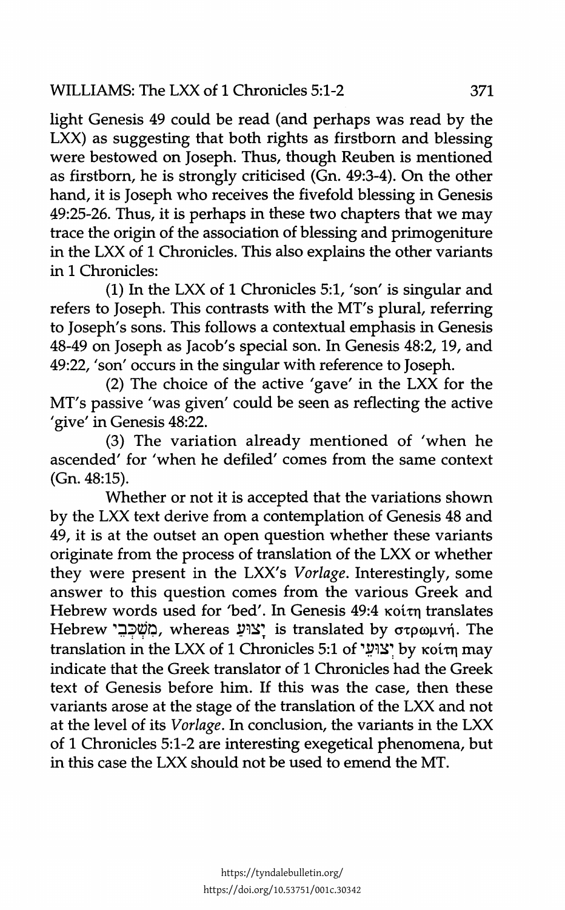light Genesis 49 could be read (and perhaps was read by the LXX) as suggesting that both rights as firstborn and blessing were bestowed on Joseph. Thus, though Reuben is mentioned as firstborn, he is strongly criticised (Gn. 49:3-4). On the other hand, it is Joseph who receives the fivefold blessing in Genesis 49:25-26. Thus, it is perhaps in these two chapters that we may trace the origin of the association of blessing and primogeniture in the LXX of 1 Chronicles. This also explains the other variants in 1 Chronicles:

(1) In the LXX of 1 Chronicles 5:1, 'son' is singular and refers to Joseph. This contrasts with the MT's plural, referring to Joseph's sons. This follows a contextual emphasis in Genesis 48-49 on Joseph as Jacob's special son. In Genesis 48:2, 19, and 49:22, 'son' occurs in the singular with reference to Joseph.

(2) The choice of the active 'gave' in the LXX for the MT's passive 'was given' could be seen as reflecting the active 'give' in Genesis 48:22.

(3) The variation already mentioned of 'when he ascended' for 'when he defiled' comes from the same context (Gn. 48:15).

Whether or not it is accepted that the variations shown by the LXX text derive from a contemplation of Genesis 48 and 49, it is at the outset an open question whether these variants originate from the process of translation of the LXX or whether they were present in the LXX's *Vorlage*. Interestingly, some answer to this question comes from the various Greek and Hebrew words used for 'bed'. In Genesis 49:4 κοίτη translates Hebrew מִשְׁכְּבֵי, whereas יְצוּעַ is translated by στρωμνή. The translation in the LXX of 1 Chronicles 5:1 of יְצוּעֵי by κοίτη may indicate that the Greek translator of 1 Chronicles had the Greek text of Genesis before him. If this was the case, then these variants arose at the stage of the translation of the LXX and not at the level of its *Vorlage*. In conclusion, the variants in the LXX of 1 Chronicles 5:1-2 are interesting exegetical phenomena, but in this case the LXX should not be used to emend the MT.